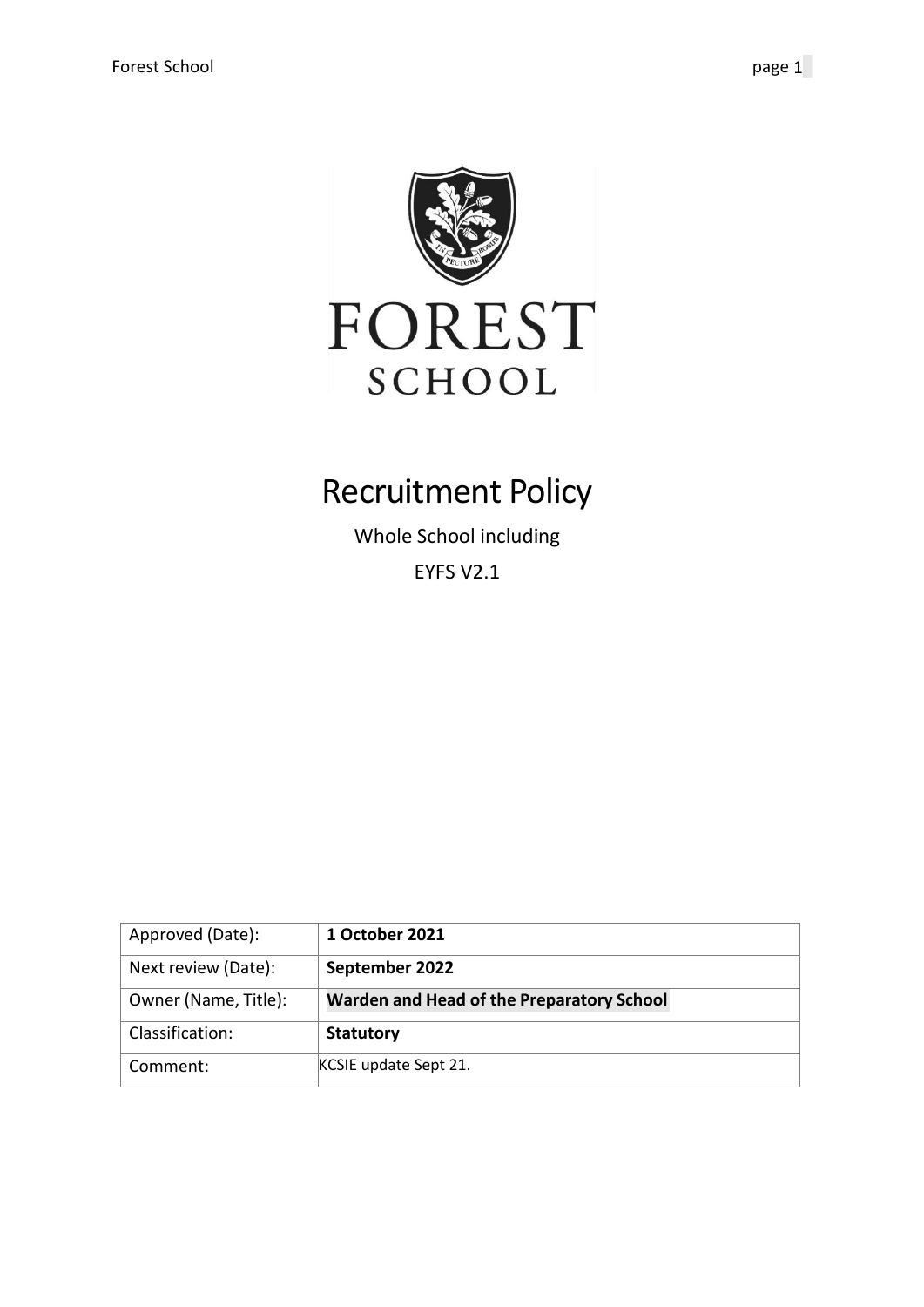# Recruitment Policy

Whole School including

EYFS V2.1

| Approved (Date): | **1 October 2021** |
|---|---|
| Next review (Date): | **September 2022** |
| Owner (Name, Title): | **Warden and Head of the Preparatory School** |
| Classification: | **Statutory** |
| Comment: | KCSIE update Sept 21. |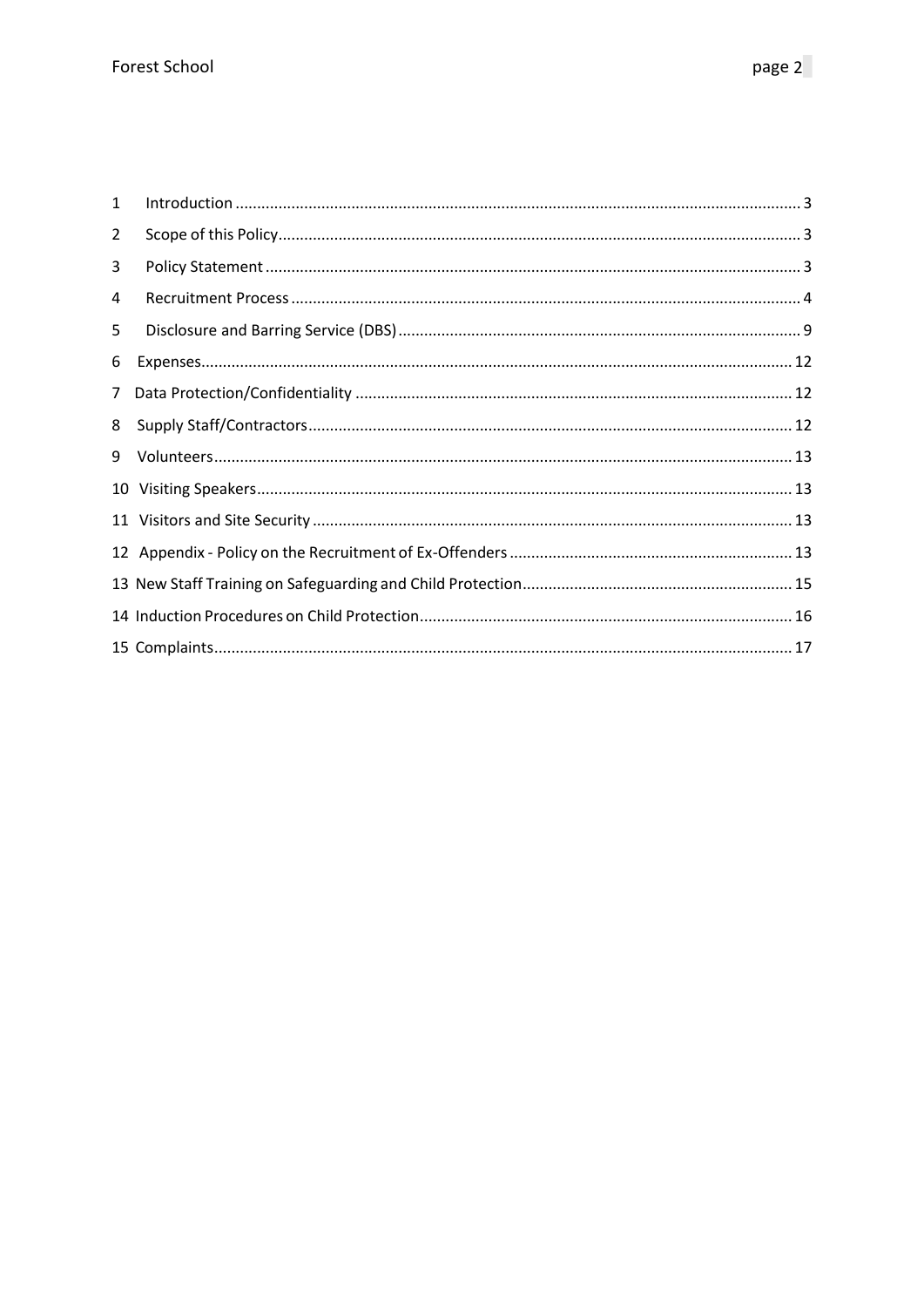1 Introduction ........ 3

2 Scope of this Policy ........ 3

3 Policy Statement ........ 3

4 Recruitment Process ........ 4

5 Disclosure and Barring Service (DBS) ........ 9

6 Expenses ........ 12

7 Data Protection/Confidentiality ........ 12

8 Supply Staff/Contractors ........ 12

9 Volunteers ........ 13

10 Visiting Speakers ........ 13

11 Visitors and Site Security ........ 13

12 Appendix - Policy on the Recruitment of Ex-Offenders ........ 13

13 New Staff Training on Safeguarding and Child Protection ........ 15

14 Induction Procedures on Child Protection ........ 16

15 Complaints ........ 17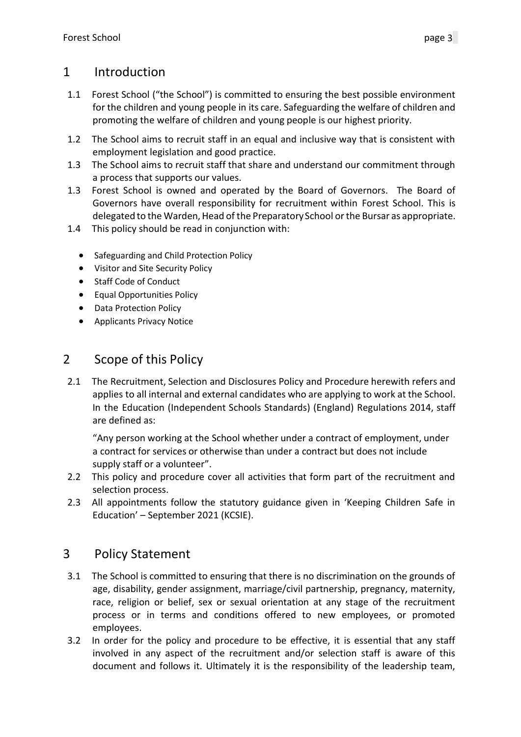## 1 Introduction

1.1 Forest School ("the School") is committed to ensuring the best possible environment for the children and young people in its care. Safeguarding the welfare of children and promoting the welfare of children and young people is our highest priority.

1.2 The School aims to recruit staff in an equal and inclusive way that is consistent with employment legislation and good practice.

1.3 The School aims to recruit staff that share and understand our commitment through a process that supports our values.

1.3 Forest School is owned and operated by the Board of Governors. The Board of Governors have overall responsibility for recruitment within Forest School. This is delegated to the Warden, Head of the Preparatory School or the Bursar as appropriate.

1.4 This policy should be read in conjunction with:

- Safeguarding and Child Protection Policy
- Visitor and Site Security Policy
- Staff Code of Conduct
- Equal Opportunities Policy
- Data Protection Policy
- Applicants Privacy Notice

## 2 Scope of this Policy

2.1 The Recruitment, Selection and Disclosures Policy and Procedure herewith refers and applies to all internal and external candidates who are applying to work at the School. In the Education (Independent Schools Standards) (England) Regulations 2014, staff are defined as:

"Any person working at the School whether under a contract of employment, under a contract for services or otherwise than under a contract but does not include supply staff or a volunteer".

2.2 This policy and procedure cover all activities that form part of the recruitment and selection process.

2.3 All appointments follow the statutory guidance given in 'Keeping Children Safe in Education' – September 2021 (KCSIE).

## 3 Policy Statement

3.1 The School is committed to ensuring that there is no discrimination on the grounds of age, disability, gender assignment, marriage/civil partnership, pregnancy, maternity, race, religion or belief, sex or sexual orientation at any stage of the recruitment process or in terms and conditions offered to new employees, or promoted employees.

3.2 In order for the policy and procedure to be effective, it is essential that any staff involved in any aspect of the recruitment and/or selection staff is aware of this document and follows it. Ultimately it is the responsibility of the leadership team,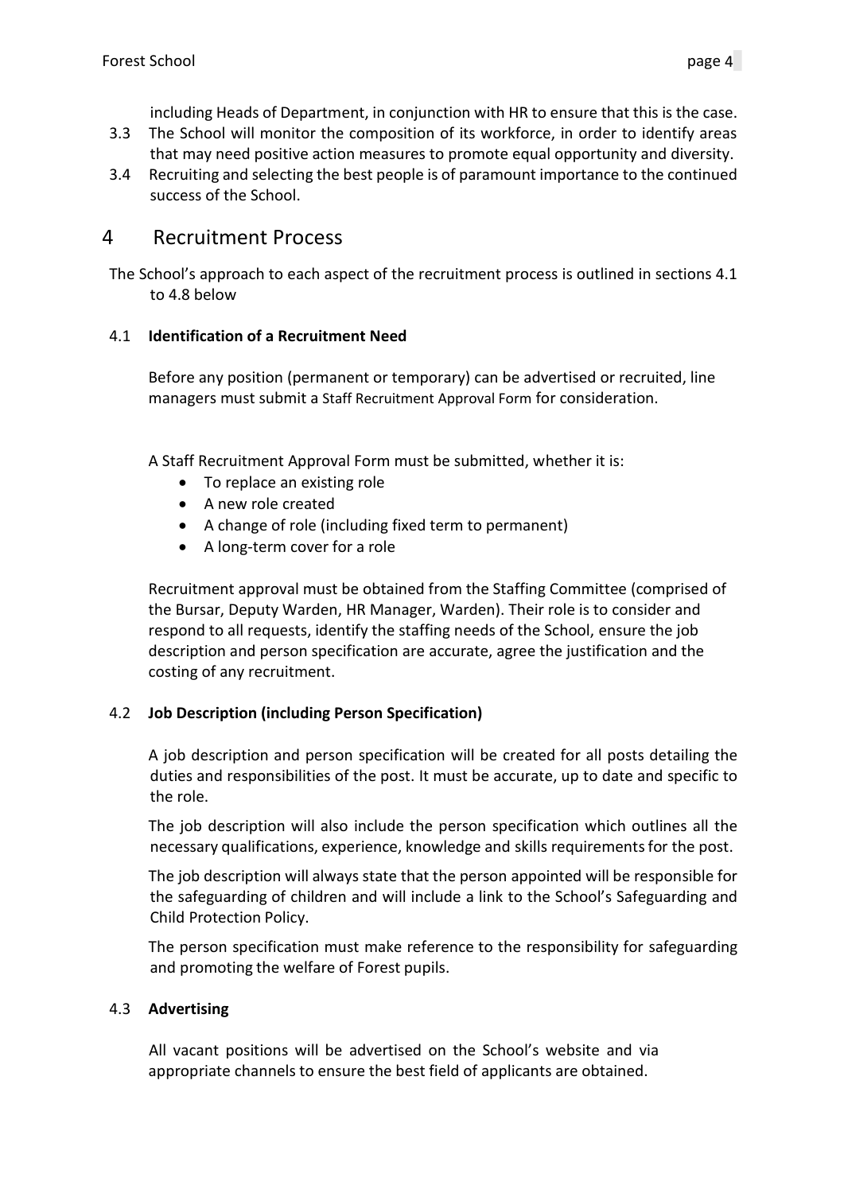including Heads of Department, in conjunction with HR to ensure that this is the case.

3.3 The School will monitor the composition of its workforce, in order to identify areas that may need positive action measures to promote equal opportunity and diversity.

3.4 Recruiting and selecting the best people is of paramount importance to the continued success of the School.

# 4 Recruitment Process

The School's approach to each aspect of the recruitment process is outlined in sections 4.1 to 4.8 below

## 4.1 **Identification of a Recruitment Need**

Before any position (permanent or temporary) can be advertised or recruited, line managers must submit a Staff Recruitment Approval Form for consideration.

A Staff Recruitment Approval Form must be submitted, whether it is:

- To replace an existing role
- A new role created
- A change of role (including fixed term to permanent)
- A long-term cover for a role

Recruitment approval must be obtained from the Staffing Committee (comprised of the Bursar, Deputy Warden, HR Manager, Warden). Their role is to consider and respond to all requests, identify the staffing needs of the School, ensure the job description and person specification are accurate, agree the justification and the costing of any recruitment.

## 4.2 **Job Description (including Person Specification)**

A job description and person specification will be created for all posts detailing the duties and responsibilities of the post. It must be accurate, up to date and specific to the role.

The job description will also include the person specification which outlines all the necessary qualifications, experience, knowledge and skills requirements for the post.

The job description will always state that the person appointed will be responsible for the safeguarding of children and will include a link to the School's Safeguarding and Child Protection Policy.

The person specification must make reference to the responsibility for safeguarding and promoting the welfare of Forest pupils.

## 4.3 **Advertising**

All vacant positions will be advertised on the School's website and via appropriate channels to ensure the best field of applicants are obtained.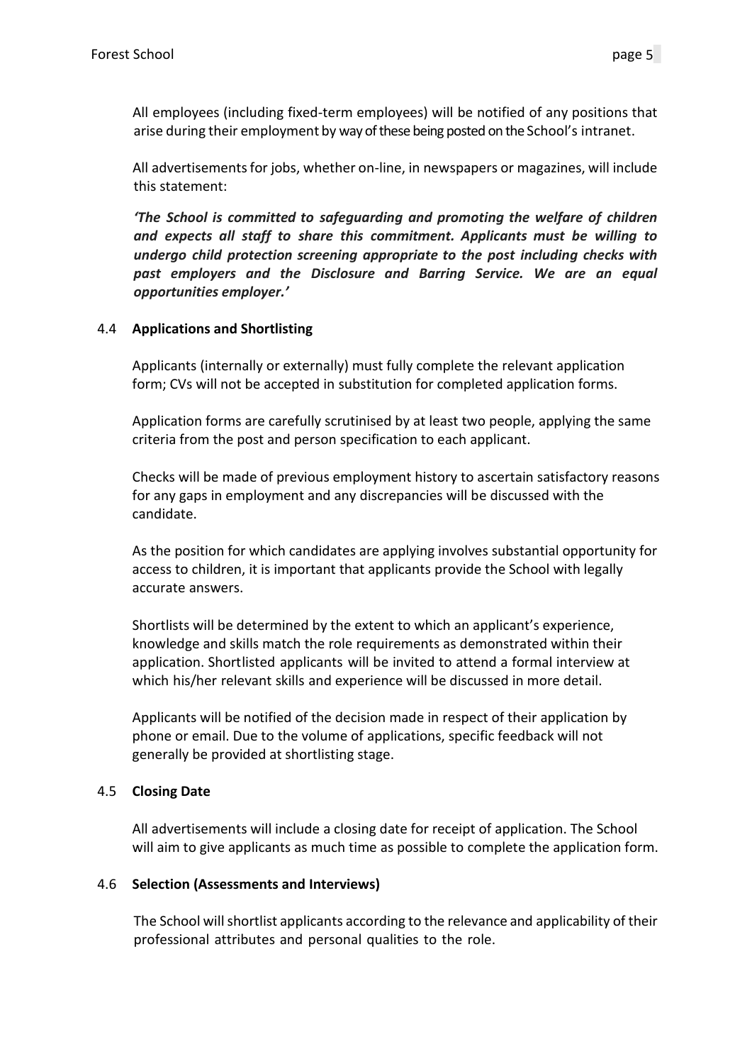All employees (including fixed-term employees) will be notified of any positions that arise during their employment by way of these being posted on the School's intranet.

All advertisements for jobs, whether on-line, in newspapers or magazines, will include this statement:

***'The School is committed to safeguarding and promoting the welfare of children and expects all staff to share this commitment. Applicants must be willing to undergo child protection screening appropriate to the post including checks with past employers and the Disclosure and Barring Service. We are an equal opportunities employer.'***

### 4.4 Applications and Shortlisting

Applicants (internally or externally) must fully complete the relevant application form; CVs will not be accepted in substitution for completed application forms.

Application forms are carefully scrutinised by at least two people, applying the same criteria from the post and person specification to each applicant.

Checks will be made of previous employment history to ascertain satisfactory reasons for any gaps in employment and any discrepancies will be discussed with the candidate.

As the position for which candidates are applying involves substantial opportunity for access to children, it is important that applicants provide the School with legally accurate answers.

Shortlists will be determined by the extent to which an applicant's experience, knowledge and skills match the role requirements as demonstrated within their application. Shortlisted applicants will be invited to attend a formal interview at which his/her relevant skills and experience will be discussed in more detail.

Applicants will be notified of the decision made in respect of their application by phone or email. Due to the volume of applications, specific feedback will not generally be provided at shortlisting stage.

### 4.5 Closing Date

All advertisements will include a closing date for receipt of application. The School will aim to give applicants as much time as possible to complete the application form.

### 4.6 Selection (Assessments and Interviews)

The School will shortlist applicants according to the relevance and applicability of their professional attributes and personal qualities to the role.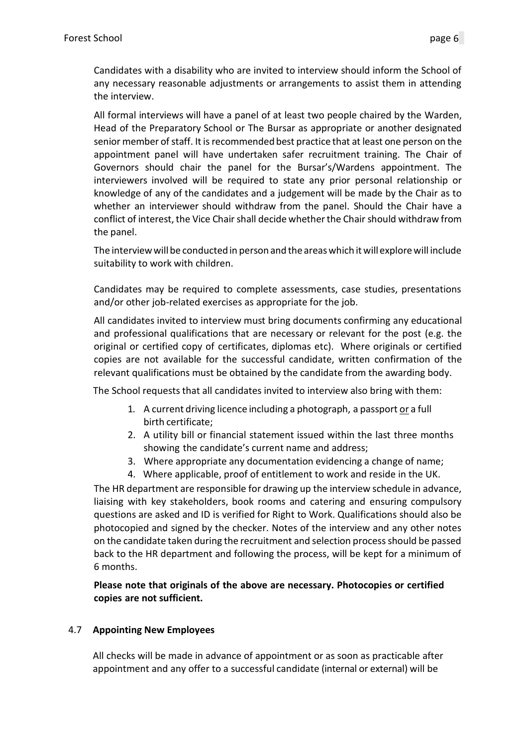Candidates with a disability who are invited to interview should inform the School of any necessary reasonable adjustments or arrangements to assist them in attending the interview.

All formal interviews will have a panel of at least two people chaired by the Warden, Head of the Preparatory School or The Bursar as appropriate or another designated senior member of staff. It is recommended best practice that at least one person on the appointment panel will have undertaken safer recruitment training. The Chair of Governors should chair the panel for the Bursar's/Wardens appointment. The interviewers involved will be required to state any prior personal relationship or knowledge of any of the candidates and a judgement will be made by the Chair as to whether an interviewer should withdraw from the panel. Should the Chair have a conflict of interest, the Vice Chair shall decide whether the Chair should withdraw from the panel.

The interview will be conducted in person and the areas which it will explore will include suitability to work with children.

Candidates may be required to complete assessments, case studies, presentations and/or other job-related exercises as appropriate for the job.

All candidates invited to interview must bring documents confirming any educational and professional qualifications that are necessary or relevant for the post (e.g. the original or certified copy of certificates, diplomas etc). Where originals or certified copies are not available for the successful candidate, written confirmation of the relevant qualifications must be obtained by the candidate from the awarding body.

The School requests that all candidates invited to interview also bring with them:

1. A current driving licence including a photograph, a passport <u>or</u> a full birth certificate;
2. A utility bill or financial statement issued within the last three months showing the candidate's current name and address;
3. Where appropriate any documentation evidencing a change of name;
4. Where applicable, proof of entitlement to work and reside in the UK.

The HR department are responsible for drawing up the interview schedule in advance, liaising with key stakeholders, book rooms and catering and ensuring compulsory questions are asked and ID is verified for Right to Work. Qualifications should also be photocopied and signed by the checker. Notes of the interview and any other notes on the candidate taken during the recruitment and selection process should be passed back to the HR department and following the process, will be kept for a minimum of 6 months.

**Please note that originals of the above are necessary. Photocopies or certified copies are not sufficient.**

### 4.7 Appointing New Employees

All checks will be made in advance of appointment or as soon as practicable after appointment and any offer to a successful candidate (internal or external) will be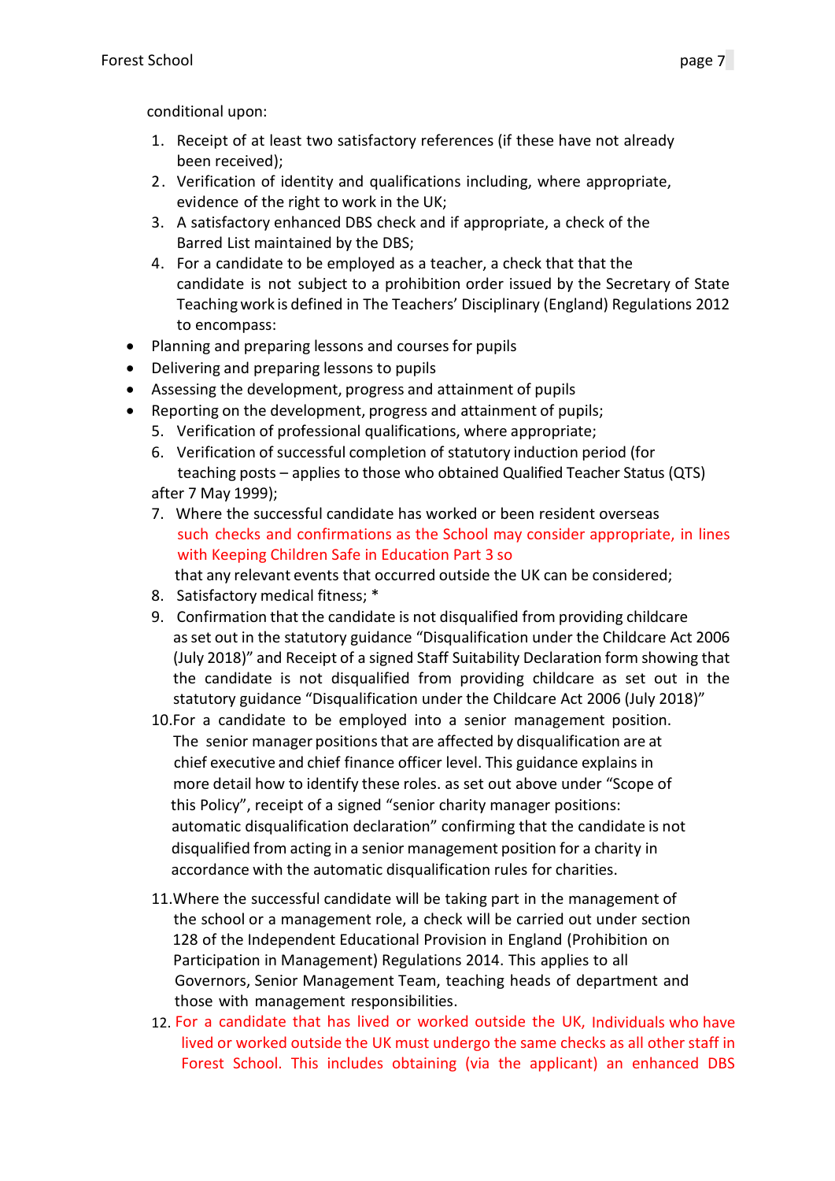conditional upon:

1. Receipt of at least two satisfactory references (if these have not already been received);
2. Verification of identity and qualifications including, where appropriate, evidence of the right to work in the UK;
3. A satisfactory enhanced DBS check and if appropriate, a check of the Barred List maintained by the DBS;
4. For a candidate to be employed as a teacher, a check that that the candidate is not subject to a prohibition order issued by the Secretary of State Teaching work is defined in The Teachers' Disciplinary (England) Regulations 2012 to encompass:

- Planning and preparing lessons and courses for pupils
- Delivering and preparing lessons to pupils
- Assessing the development, progress and attainment of pupils
- Reporting on the development, progress and attainment of pupils;

5. Verification of professional qualifications, where appropriate;
6. Verification of successful completion of statutory induction period (for teaching posts – applies to those who obtained Qualified Teacher Status (QTS) after 7 May 1999);
7. Where the successful candidate has worked or been resident overseas such checks and confirmations as the School may consider appropriate, in lines with Keeping Children Safe in Education Part 3 so that any relevant events that occurred outside the UK can be considered;
8. Satisfactory medical fitness; *
9. Confirmation that the candidate is not disqualified from providing childcare as set out in the statutory guidance "Disqualification under the Childcare Act 2006 (July 2018)" and Receipt of a signed Staff Suitability Declaration form showing that the candidate is not disqualified from providing childcare as set out in the statutory guidance "Disqualification under the Childcare Act 2006 (July 2018)"
10. For a candidate to be employed into a senior management position. The senior manager positions that are affected by disqualification are at chief executive and chief finance officer level. This guidance explains in more detail how to identify these roles. as set out above under "Scope of this Policy", receipt of a signed "senior charity manager positions: automatic disqualification declaration" confirming that the candidate is not disqualified from acting in a senior management position for a charity in accordance with the automatic disqualification rules for charities.
11. Where the successful candidate will be taking part in the management of the school or a management role, a check will be carried out under section 128 of the Independent Educational Provision in England (Prohibition on Participation in Management) Regulations 2014. This applies to all Governors, Senior Management Team, teaching heads of department and those with management responsibilities.
12. For a candidate that has lived or worked outside the UK, Individuals who have lived or worked outside the UK must undergo the same checks as all other staff in Forest School. This includes obtaining (via the applicant) an enhanced DBS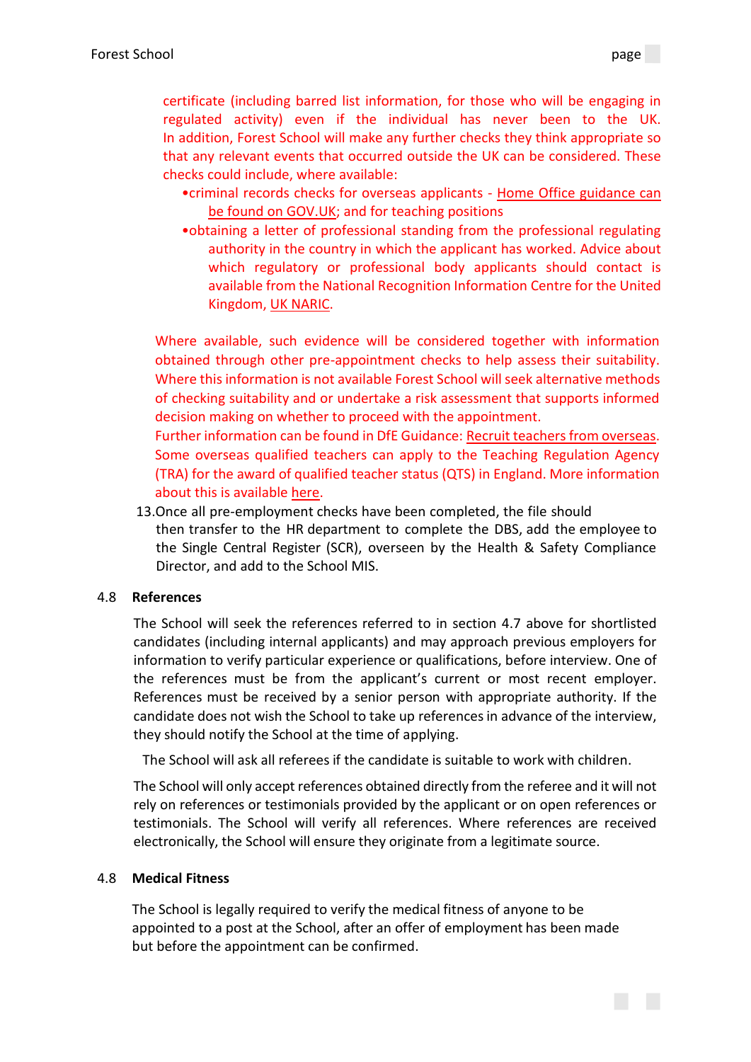certificate (including barred list information, for those who will be engaging in regulated activity) even if the individual has never been to the UK. In addition, Forest School will make any further checks they think appropriate so that any relevant events that occurred outside the UK can be considered. These checks could include, where available:

- criminal records checks for overseas applicants - Home Office guidance can be found on GOV.UK; and for teaching positions
- obtaining a letter of professional standing from the professional regulating authority in the country in which the applicant has worked. Advice about which regulatory or professional body applicants should contact is available from the National Recognition Information Centre for the United Kingdom, UK NARIC.

Where available, such evidence will be considered together with information obtained through other pre-appointment checks to help assess their suitability. Where this information is not available Forest School will seek alternative methods of checking suitability and or undertake a risk assessment that supports informed decision making on whether to proceed with the appointment.
Further information can be found in DfE Guidance: Recruit teachers from overseas. Some overseas qualified teachers can apply to the Teaching Regulation Agency (TRA) for the award of qualified teacher status (QTS) in England. More information about this is available here.

13. Once all pre-employment checks have been completed, the file should then transfer to the HR department to complete the DBS, add the employee to the Single Central Register (SCR), overseen by the Health & Safety Compliance Director, and add to the School MIS.

## 4.8 References

The School will seek the references referred to in section 4.7 above for shortlisted candidates (including internal applicants) and may approach previous employers for information to verify particular experience or qualifications, before interview. One of the references must be from the applicant's current or most recent employer. References must be received by a senior person with appropriate authority. If the candidate does not wish the School to take up references in advance of the interview, they should notify the School at the time of applying.

The School will ask all referees if the candidate is suitable to work with children.

The School will only accept references obtained directly from the referee and it will not rely on references or testimonials provided by the applicant or on open references or testimonials. The School will verify all references. Where references are received electronically, the School will ensure they originate from a legitimate source.

## 4.8 Medical Fitness

The School is legally required to verify the medical fitness of anyone to be appointed to a post at the School, after an offer of employment has been made but before the appointment can be confirmed.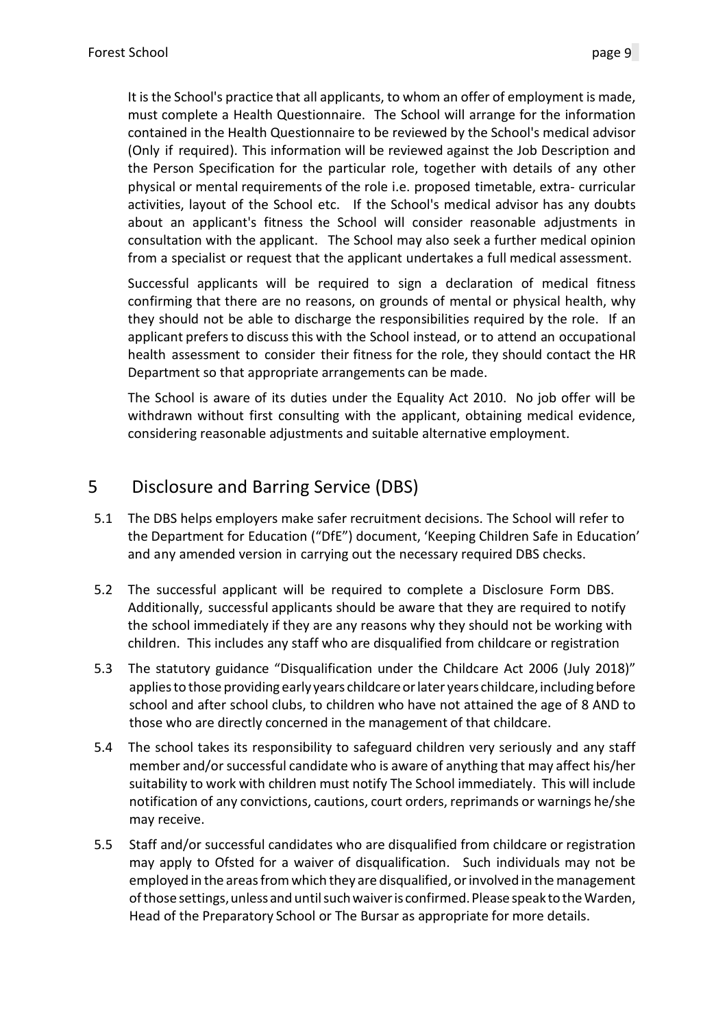It is the School's practice that all applicants, to whom an offer of employment is made, must complete a Health Questionnaire. The School will arrange for the information contained in the Health Questionnaire to be reviewed by the School's medical advisor (Only if required). This information will be reviewed against the Job Description and the Person Specification for the particular role, together with details of any other physical or mental requirements of the role i.e. proposed timetable, extra- curricular activities, layout of the School etc. If the School's medical advisor has any doubts about an applicant's fitness the School will consider reasonable adjustments in consultation with the applicant. The School may also seek a further medical opinion from a specialist or request that the applicant undertakes a full medical assessment.

Successful applicants will be required to sign a declaration of medical fitness confirming that there are no reasons, on grounds of mental or physical health, why they should not be able to discharge the responsibilities required by the role. If an applicant prefers to discuss this with the School instead, or to attend an occupational health assessment to consider their fitness for the role, they should contact the HR Department so that appropriate arrangements can be made.

The School is aware of its duties under the Equality Act 2010. No job offer will be withdrawn without first consulting with the applicant, obtaining medical evidence, considering reasonable adjustments and suitable alternative employment.

## 5 Disclosure and Barring Service (DBS)

5.1 The DBS helps employers make safer recruitment decisions. The School will refer to the Department for Education ("DfE") document, 'Keeping Children Safe in Education' and any amended version in carrying out the necessary required DBS checks.

5.2 The successful applicant will be required to complete a Disclosure Form DBS. Additionally, successful applicants should be aware that they are required to notify the school immediately if they are any reasons why they should not be working with children. This includes any staff who are disqualified from childcare or registration

5.3 The statutory guidance "Disqualification under the Childcare Act 2006 (July 2018)" applies to those providing early years childcare or later years childcare, including before school and after school clubs, to children who have not attained the age of 8 AND to those who are directly concerned in the management of that childcare.

5.4 The school takes its responsibility to safeguard children very seriously and any staff member and/or successful candidate who is aware of anything that may affect his/her suitability to work with children must notify The School immediately. This will include notification of any convictions, cautions, court orders, reprimands or warnings he/she may receive.

5.5 Staff and/or successful candidates who are disqualified from childcare or registration may apply to Ofsted for a waiver of disqualification. Such individuals may not be employed in the areas from which they are disqualified, or involved in the management of those settings, unless and until such waiver is confirmed. Please speak to the Warden, Head of the Preparatory School or The Bursar as appropriate for more details.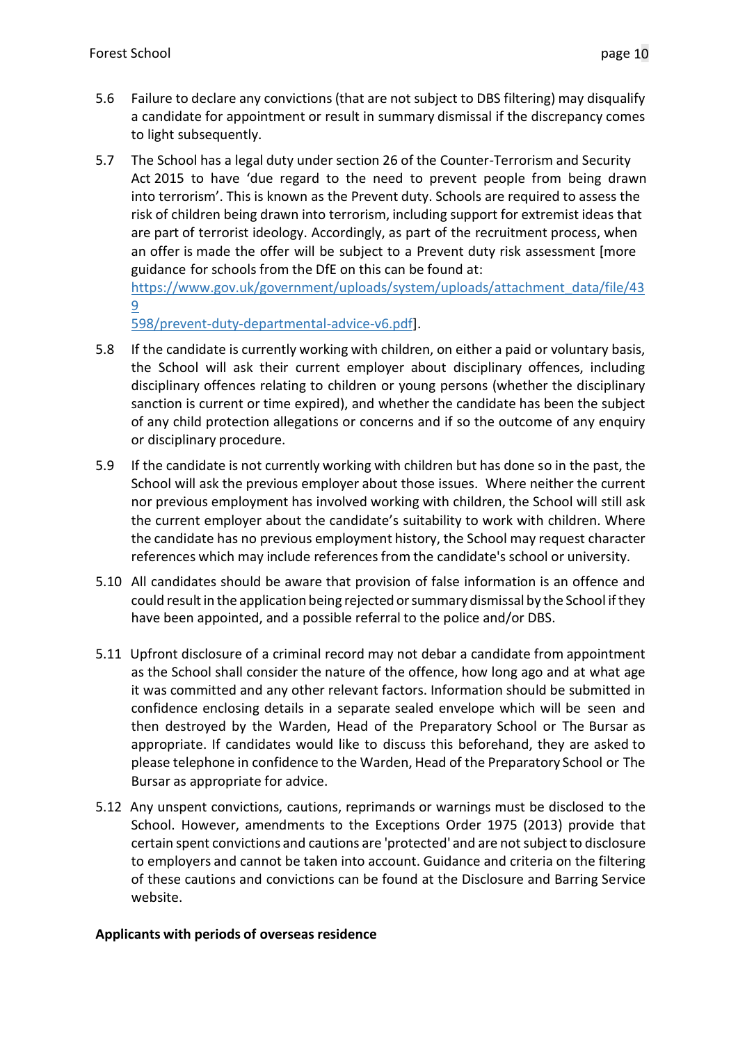5.6 Failure to declare any convictions (that are not subject to DBS filtering) may disqualify a candidate for appointment or result in summary dismissal if the discrepancy comes to light subsequently.

5.7 The School has a legal duty under section 26 of the Counter-Terrorism and Security Act 2015 to have 'due regard to the need to prevent people from being drawn into terrorism'. This is known as the Prevent duty. Schools are required to assess the risk of children being drawn into terrorism, including support for extremist ideas that are part of terrorist ideology. Accordingly, as part of the recruitment process, when an offer is made the offer will be subject to a Prevent duty risk assessment [more guidance for schools from the DfE on this can be found at: https://www.gov.uk/government/uploads/system/uploads/attachment_data/file/439598/prevent-duty-departmental-advice-v6.pdf].

5.8 If the candidate is currently working with children, on either a paid or voluntary basis, the School will ask their current employer about disciplinary offences, including disciplinary offences relating to children or young persons (whether the disciplinary sanction is current or time expired), and whether the candidate has been the subject of any child protection allegations or concerns and if so the outcome of any enquiry or disciplinary procedure.

5.9 If the candidate is not currently working with children but has done so in the past, the School will ask the previous employer about those issues. Where neither the current nor previous employment has involved working with children, the School will still ask the current employer about the candidate's suitability to work with children. Where the candidate has no previous employment history, the School may request character references which may include references from the candidate's school or university.

5.10 All candidates should be aware that provision of false information is an offence and could result in the application being rejected or summary dismissal by the School if they have been appointed, and a possible referral to the police and/or DBS.

5.11 Upfront disclosure of a criminal record may not debar a candidate from appointment as the School shall consider the nature of the offence, how long ago and at what age it was committed and any other relevant factors. Information should be submitted in confidence enclosing details in a separate sealed envelope which will be seen and then destroyed by the Warden, Head of the Preparatory School or The Bursar as appropriate. If candidates would like to discuss this beforehand, they are asked to please telephone in confidence to the Warden, Head of the Preparatory School or The Bursar as appropriate for advice.

5.12 Any unspent convictions, cautions, reprimands or warnings must be disclosed to the School. However, amendments to the Exceptions Order 1975 (2013) provide that certain spent convictions and cautions are 'protected' and are not subject to disclosure to employers and cannot be taken into account. Guidance and criteria on the filtering of these cautions and convictions can be found at the Disclosure and Barring Service website.

**Applicants with periods of overseas residence**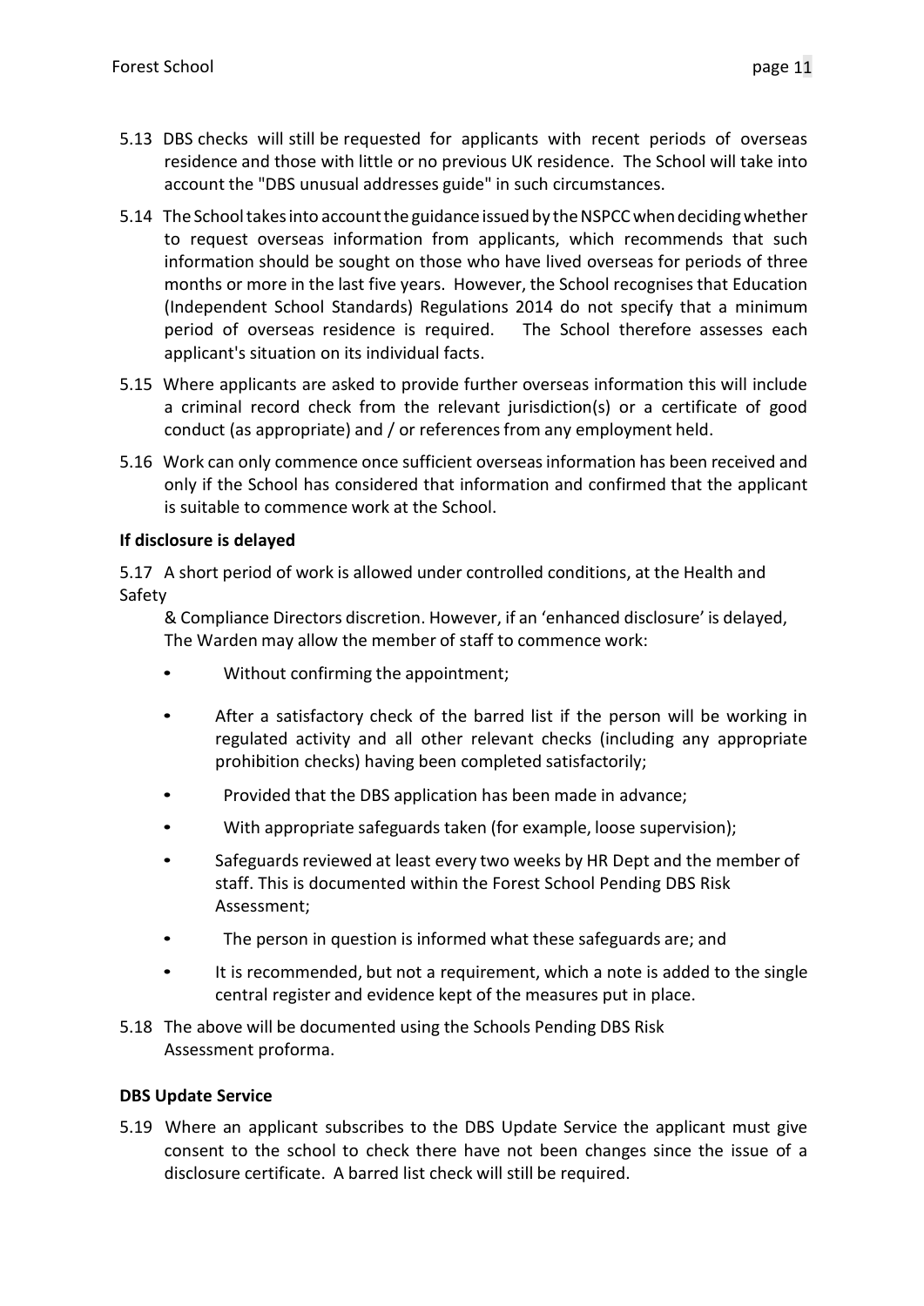5.13 DBS checks will still be requested for applicants with recent periods of overseas residence and those with little or no previous UK residence. The School will take into account the "DBS unusual addresses guide" in such circumstances.

5.14 The School takes into account the guidance issued by the NSPCC when deciding whether to request overseas information from applicants, which recommends that such information should be sought on those who have lived overseas for periods of three months or more in the last five years. However, the School recognises that Education (Independent School Standards) Regulations 2014 do not specify that a minimum period of overseas residence is required. The School therefore assesses each applicant's situation on its individual facts.

5.15 Where applicants are asked to provide further overseas information this will include a criminal record check from the relevant jurisdiction(s) or a certificate of good conduct (as appropriate) and / or references from any employment held.

5.16 Work can only commence once sufficient overseas information has been received and only if the School has considered that information and confirmed that the applicant is suitable to commence work at the School.

**If disclosure is delayed**

5.17 A short period of work is allowed under controlled conditions, at the Health and Safety & Compliance Directors discretion. However, if an 'enhanced disclosure' is delayed, The Warden may allow the member of staff to commence work:

- Without confirming the appointment;
- After a satisfactory check of the barred list if the person will be working in regulated activity and all other relevant checks (including any appropriate prohibition checks) having been completed satisfactorily;
- Provided that the DBS application has been made in advance;
- With appropriate safeguards taken (for example, loose supervision);
- Safeguards reviewed at least every two weeks by HR Dept and the member of staff. This is documented within the Forest School Pending DBS Risk Assessment;
- The person in question is informed what these safeguards are; and
- It is recommended, but not a requirement, which a note is added to the single central register and evidence kept of the measures put in place.

5.18 The above will be documented using the Schools Pending DBS Risk Assessment proforma.

**DBS Update Service**

5.19 Where an applicant subscribes to the DBS Update Service the applicant must give consent to the school to check there have not been changes since the issue of a disclosure certificate. A barred list check will still be required.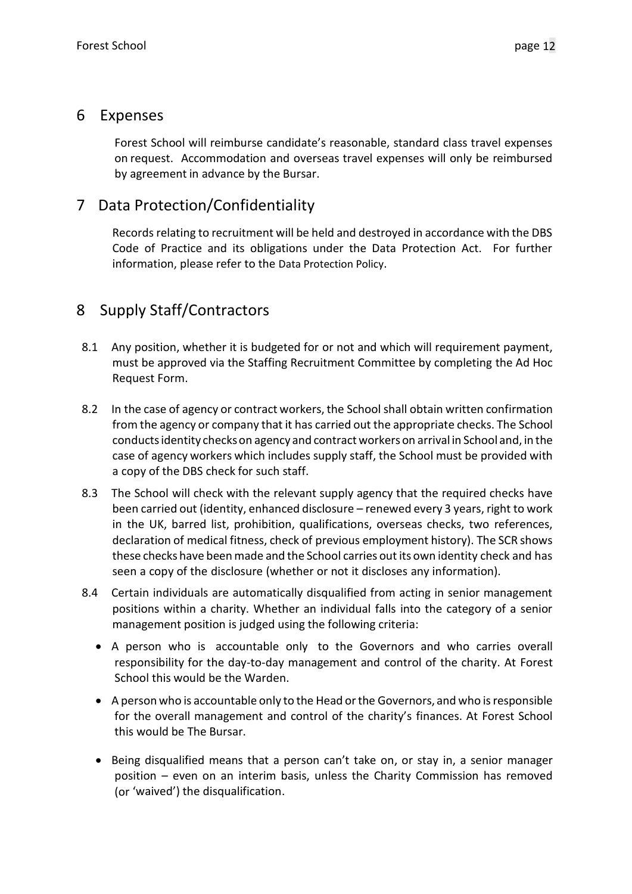## 6 Expenses

Forest School will reimburse candidate's reasonable, standard class travel expenses on request. Accommodation and overseas travel expenses will only be reimbursed by agreement in advance by the Bursar.

## 7 Data Protection/Confidentiality

Records relating to recruitment will be held and destroyed in accordance with the DBS Code of Practice and its obligations under the Data Protection Act. For further information, please refer to the Data Protection Policy.

## 8 Supply Staff/Contractors

8.1 Any position, whether it is budgeted for or not and which will requirement payment, must be approved via the Staffing Recruitment Committee by completing the Ad Hoc Request Form.

8.2 In the case of agency or contract workers, the School shall obtain written confirmation from the agency or company that it has carried out the appropriate checks. The School conducts identity checks on agency and contract workers on arrival in School and, in the case of agency workers which includes supply staff, the School must be provided with a copy of the DBS check for such staff.

8.3 The School will check with the relevant supply agency that the required checks have been carried out (identity, enhanced disclosure – renewed every 3 years, right to work in the UK, barred list, prohibition, qualifications, overseas checks, two references, declaration of medical fitness, check of previous employment history). The SCR shows these checks have been made and the School carries out its own identity check and has seen a copy of the disclosure (whether or not it discloses any information).

8.4 Certain individuals are automatically disqualified from acting in senior management positions within a charity. Whether an individual falls into the category of a senior management position is judged using the following criteria:

- A person who is accountable only to the Governors and who carries overall responsibility for the day-to-day management and control of the charity. At Forest School this would be the Warden.
- A person who is accountable only to the Head or the Governors, and who is responsible for the overall management and control of the charity's finances. At Forest School this would be The Bursar.
- Being disqualified means that a person can't take on, or stay in, a senior manager position – even on an interim basis, unless the Charity Commission has removed (or 'waived') the disqualification.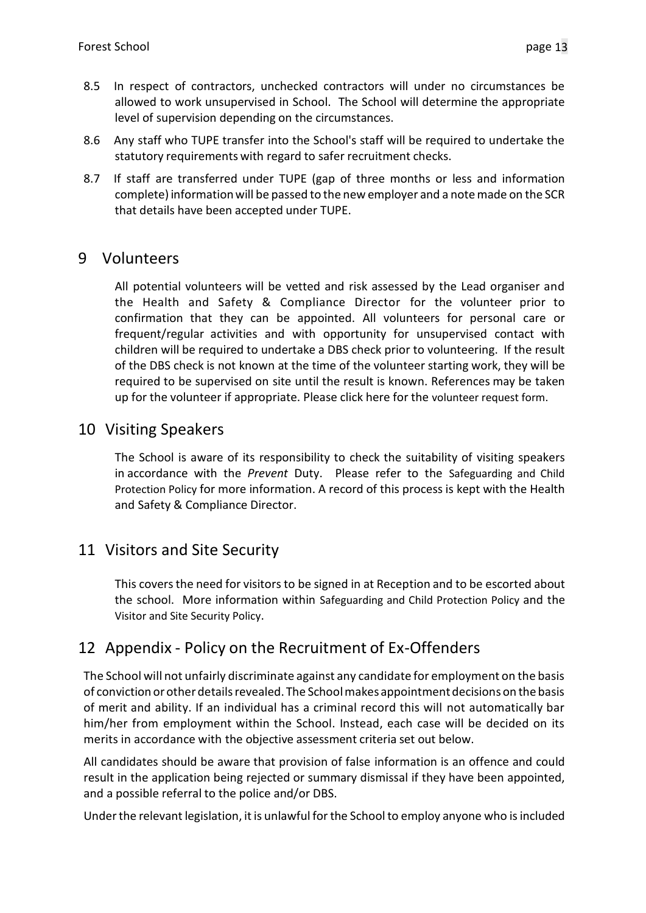8.5 In respect of contractors, unchecked contractors will under no circumstances be allowed to work unsupervised in School. The School will determine the appropriate level of supervision depending on the circumstances.

8.6 Any staff who TUPE transfer into the School's staff will be required to undertake the statutory requirements with regard to safer recruitment checks.

8.7 If staff are transferred under TUPE (gap of three months or less and information complete) information will be passed to the new employer and a note made on the SCR that details have been accepted under TUPE.

## 9 Volunteers

All potential volunteers will be vetted and risk assessed by the Lead organiser and the Health and Safety & Compliance Director for the volunteer prior to confirmation that they can be appointed. All volunteers for personal care or frequent/regular activities and with opportunity for unsupervised contact with children will be required to undertake a DBS check prior to volunteering. If the result of the DBS check is not known at the time of the volunteer starting work, they will be required to be supervised on site until the result is known. References may be taken up for the volunteer if appropriate. Please click here for the volunteer request form.

## 10 Visiting Speakers

The School is aware of its responsibility to check the suitability of visiting speakers in accordance with the *Prevent* Duty. Please refer to the Safeguarding and Child Protection Policy for more information. A record of this process is kept with the Health and Safety & Compliance Director.

## 11 Visitors and Site Security

This covers the need for visitors to be signed in at Reception and to be escorted about the school. More information within Safeguarding and Child Protection Policy and the Visitor and Site Security Policy.

## 12 Appendix - Policy on the Recruitment of Ex-Offenders

The School will not unfairly discriminate against any candidate for employment on the basis of conviction or other details revealed. The School makes appointment decisions on the basis of merit and ability. If an individual has a criminal record this will not automatically bar him/her from employment within the School. Instead, each case will be decided on its merits in accordance with the objective assessment criteria set out below.

All candidates should be aware that provision of false information is an offence and could result in the application being rejected or summary dismissal if they have been appointed, and a possible referral to the police and/or DBS.

Under the relevant legislation, it is unlawful for the School to employ anyone who is included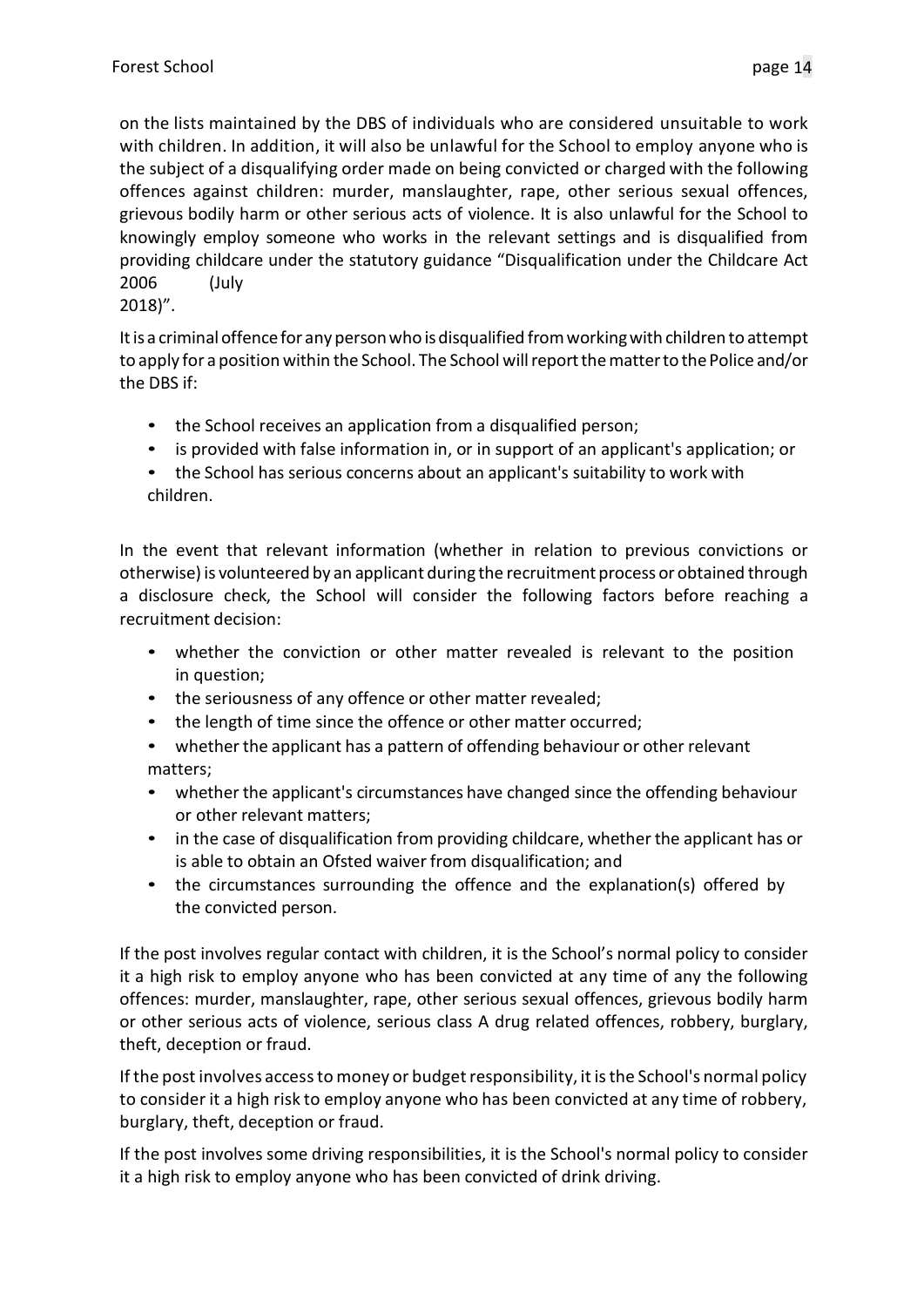on the lists maintained by the DBS of individuals who are considered unsuitable to work with children. In addition, it will also be unlawful for the School to employ anyone who is the subject of a disqualifying order made on being convicted or charged with the following offences against children: murder, manslaughter, rape, other serious sexual offences, grievous bodily harm or other serious acts of violence. It is also unlawful for the School to knowingly employ someone who works in the relevant settings and is disqualified from providing childcare under the statutory guidance "Disqualification under the Childcare Act 2006 (July 2018)".

It is a criminal offence for any person who is disqualified from working with children to attempt to apply for a position within the School. The School will report the matter to the Police and/or the DBS if:

- the School receives an application from a disqualified person;
- is provided with false information in, or in support of an applicant's application; or
- the School has serious concerns about an applicant's suitability to work with children.

In the event that relevant information (whether in relation to previous convictions or otherwise) is volunteered by an applicant during the recruitment process or obtained through a disclosure check, the School will consider the following factors before reaching a recruitment decision:

- whether the conviction or other matter revealed is relevant to the position in question;
- the seriousness of any offence or other matter revealed;
- the length of time since the offence or other matter occurred;
- whether the applicant has a pattern of offending behaviour or other relevant matters;
- whether the applicant's circumstances have changed since the offending behaviour or other relevant matters;
- in the case of disqualification from providing childcare, whether the applicant has or is able to obtain an Ofsted waiver from disqualification; and
- the circumstances surrounding the offence and the explanation(s) offered by the convicted person.

If the post involves regular contact with children, it is the School's normal policy to consider it a high risk to employ anyone who has been convicted at any time of any the following offences: murder, manslaughter, rape, other serious sexual offences, grievous bodily harm or other serious acts of violence, serious class A drug related offences, robbery, burglary, theft, deception or fraud.

If the post involves access to money or budget responsibility, it is the School's normal policy to consider it a high risk to employ anyone who has been convicted at any time of robbery, burglary, theft, deception or fraud.

If the post involves some driving responsibilities, it is the School's normal policy to consider it a high risk to employ anyone who has been convicted of drink driving.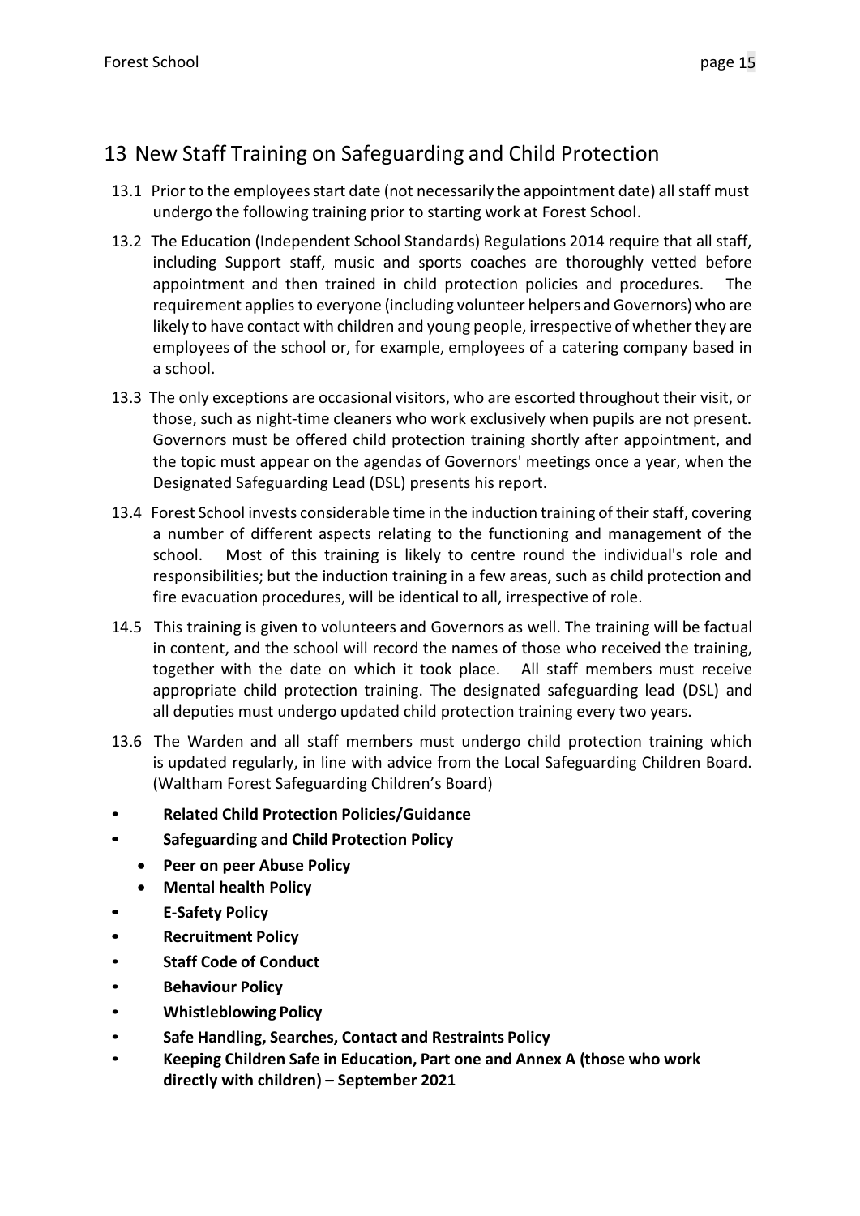## 13 New Staff Training on Safeguarding and Child Protection

13.1 Prior to the employees start date (not necessarily the appointment date) all staff must undergo the following training prior to starting work at Forest School.

13.2 The Education (Independent School Standards) Regulations 2014 require that all staff, including Support staff, music and sports coaches are thoroughly vetted before appointment and then trained in child protection policies and procedures. The requirement applies to everyone (including volunteer helpers and Governors) who are likely to have contact with children and young people, irrespective of whether they are employees of the school or, for example, employees of a catering company based in a school.

13.3 The only exceptions are occasional visitors, who are escorted throughout their visit, or those, such as night-time cleaners who work exclusively when pupils are not present. Governors must be offered child protection training shortly after appointment, and the topic must appear on the agendas of Governors' meetings once a year, when the Designated Safeguarding Lead (DSL) presents his report.

13.4 Forest School invests considerable time in the induction training of their staff, covering a number of different aspects relating to the functioning and management of the school. Most of this training is likely to centre round the individual's role and responsibilities; but the induction training in a few areas, such as child protection and fire evacuation procedures, will be identical to all, irrespective of role.

14.5 This training is given to volunteers and Governors as well. The training will be factual in content, and the school will record the names of those who received the training, together with the date on which it took place. All staff members must receive appropriate child protection training. The designated safeguarding lead (DSL) and all deputies must undergo updated child protection training every two years.

13.6 The Warden and all staff members must undergo child protection training which is updated regularly, in line with advice from the Local Safeguarding Children Board. (Waltham Forest Safeguarding Children's Board)

- **Related Child Protection Policies/Guidance**
- **Safeguarding and Child Protection Policy**
  - **Peer on peer Abuse Policy**
  - **Mental health Policy**
- **E-Safety Policy**
- **Recruitment Policy**
- **Staff Code of Conduct**
- **Behaviour Policy**
- **Whistleblowing Policy**
- **Safe Handling, Searches, Contact and Restraints Policy**
- **Keeping Children Safe in Education, Part one and Annex A (those who work directly with children) – September 2021**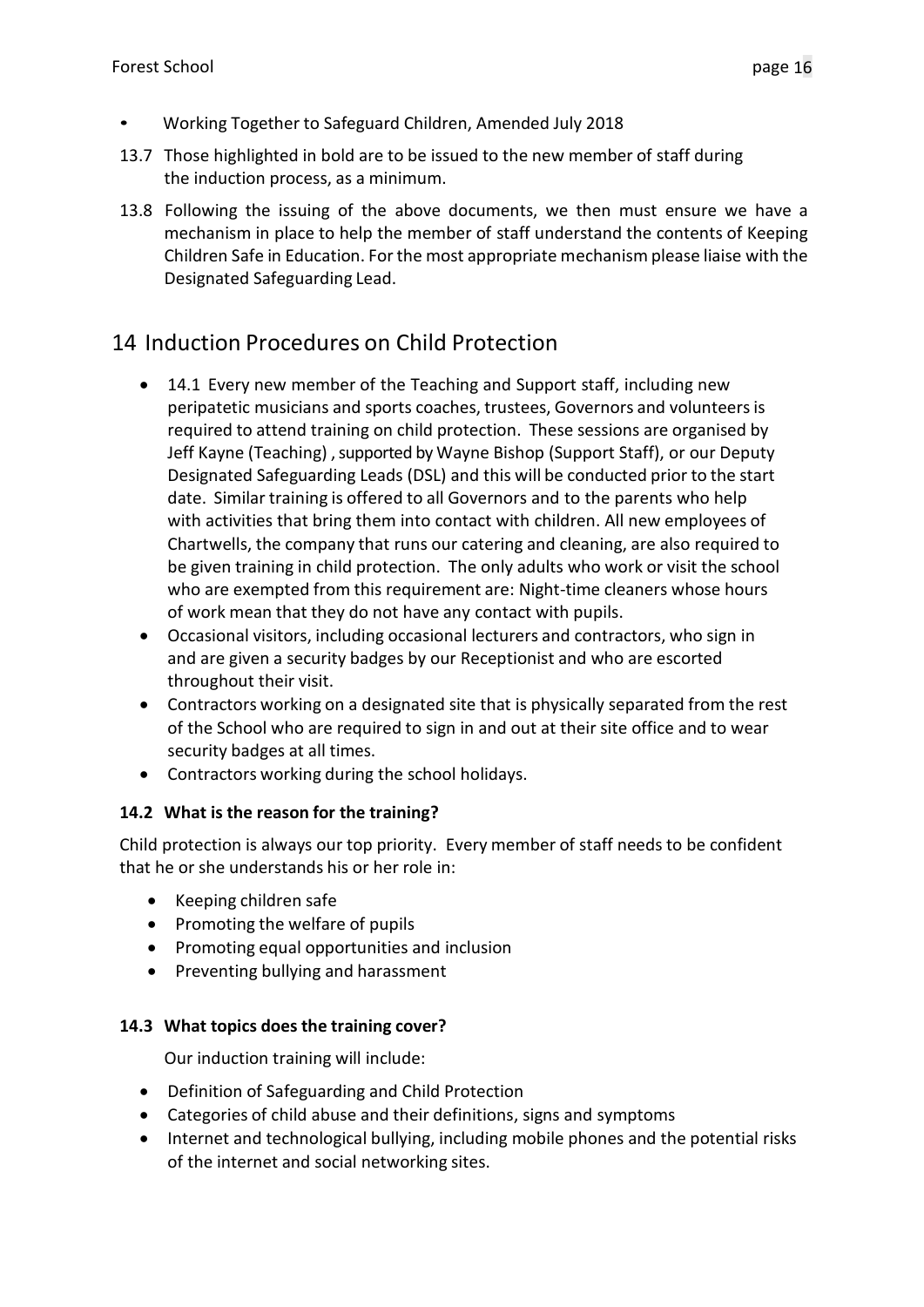- Working Together to Safeguard Children, Amended July 2018

13.7 Those highlighted in bold are to be issued to the new member of staff during the induction process, as a minimum.

13.8 Following the issuing of the above documents, we then must ensure we have a mechanism in place to help the member of staff understand the contents of Keeping Children Safe in Education. For the most appropriate mechanism please liaise with the Designated Safeguarding Lead.

# 14 Induction Procedures on Child Protection

- 14.1 Every new member of the Teaching and Support staff, including new peripatetic musicians and sports coaches, trustees, Governors and volunteers is required to attend training on child protection. These sessions are organised by Jeff Kayne (Teaching) , supported by Wayne Bishop (Support Staff), or our Deputy Designated Safeguarding Leads (DSL) and this will be conducted prior to the start date. Similar training is offered to all Governors and to the parents who help with activities that bring them into contact with children. All new employees of Chartwells, the company that runs our catering and cleaning, are also required to be given training in child protection. The only adults who work or visit the school who are exempted from this requirement are: Night-time cleaners whose hours of work mean that they do not have any contact with pupils.
- Occasional visitors, including occasional lecturers and contractors, who sign in and are given a security badges by our Receptionist and who are escorted throughout their visit.
- Contractors working on a designated site that is physically separated from the rest of the School who are required to sign in and out at their site office and to wear security badges at all times.
- Contractors working during the school holidays.

### 14.2 What is the reason for the training?

Child protection is always our top priority. Every member of staff needs to be confident that he or she understands his or her role in:

- Keeping children safe
- Promoting the welfare of pupils
- Promoting equal opportunities and inclusion
- Preventing bullying and harassment

### 14.3 What topics does the training cover?

Our induction training will include:

- Definition of Safeguarding and Child Protection
- Categories of child abuse and their definitions, signs and symptoms
- Internet and technological bullying, including mobile phones and the potential risks of the internet and social networking sites.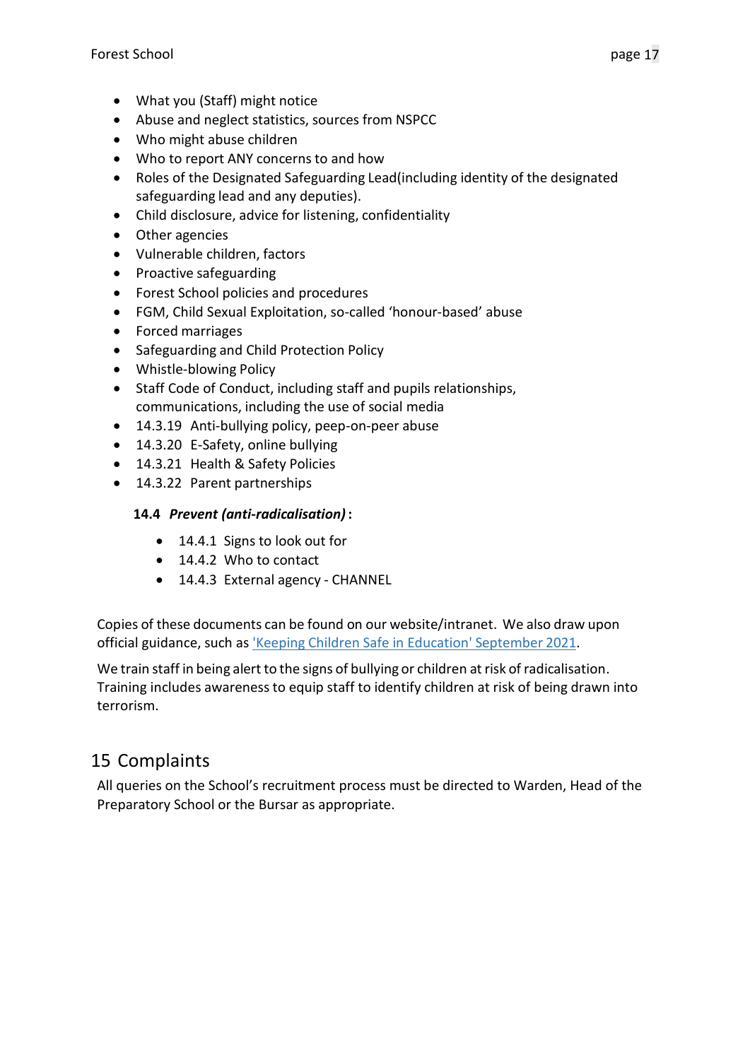- What you (Staff) might notice
- Abuse and neglect statistics, sources from NSPCC
- Who might abuse children
- Who to report ANY concerns to and how
- Roles of the Designated Safeguarding Lead(including identity of the designated safeguarding lead and any deputies).
- Child disclosure, advice for listening, confidentiality
- Other agencies
- Vulnerable children, factors
- Proactive safeguarding
- Forest School policies and procedures
- FGM, Child Sexual Exploitation, so-called 'honour-based' abuse
- Forced marriages
- Safeguarding and Child Protection Policy
- Whistle-blowing Policy
- Staff Code of Conduct, including staff and pupils relationships, communications, including the use of social media
- 14.3.19 Anti-bullying policy, peep-on-peer abuse
- 14.3.20 E-Safety, online bullying
- 14.3.21 Health & Safety Policies
- 14.3.22 Parent partnerships

**14.4 *Prevent (anti-radicalisation)* :**

- 14.4.1 Signs to look out for
- 14.4.2 Who to contact
- 14.4.3 External agency - CHANNEL

Copies of these documents can be found on our website/intranet. We also draw upon official guidance, such as 'Keeping Children Safe in Education' September 2021.

We train staff in being alert to the signs of bullying or children at risk of radicalisation. Training includes awareness to equip staff to identify children at risk of being drawn into terrorism.

# 15 Complaints

All queries on the School's recruitment process must be directed to Warden, Head of the Preparatory School or the Bursar as appropriate.